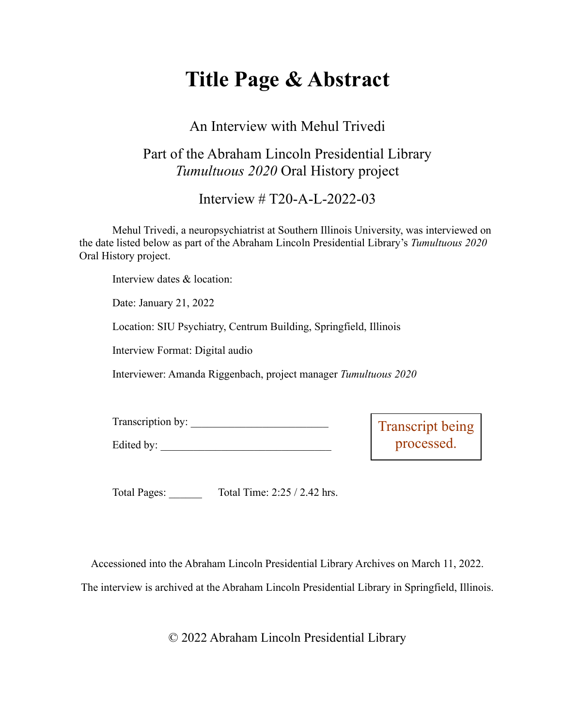# Title Page & Abstract

An Interview with Mehul Trivedi

Part of the Abraham Lincoln Presidential Library
*Tumultuous 2020* Oral History project

Interview # T20-A-L-2022-03

Mehul Trivedi, a neuropsychiatrist at Southern Illinois University, was interviewed on the date listed below as part of the Abraham Lincoln Presidential Library's *Tumultuous 2020* Oral History project.

Interview dates & location:

Date: January 21, 2022

Location: SIU Psychiatry, Centrum Building, Springfield, Illinois

Interview Format: Digital audio

Interviewer: Amanda Riggenbach, project manager *Tumultuous 2020*

Transcription by: ________________________

Edited by: ______________________________

Transcript being processed.

Total Pages: ______ Total Time: 2:25 / 2.42 hrs.

Accessioned into the Abraham Lincoln Presidential Library Archives on March 11, 2022.

The interview is archived at the Abraham Lincoln Presidential Library in Springfield, Illinois.

© 2022 Abraham Lincoln Presidential Library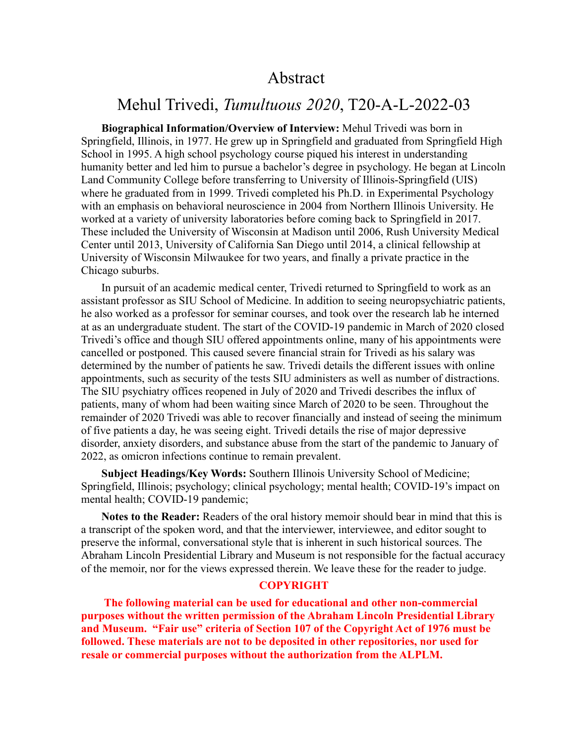# Abstract

## Mehul Trivedi, *Tumultuous 2020*, T20-A-L-2022-03

**Biographical Information/Overview of Interview:** Mehul Trivedi was born in Springfield, Illinois, in 1977. He grew up in Springfield and graduated from Springfield High School in 1995. A high school psychology course piqued his interest in understanding humanity better and led him to pursue a bachelor's degree in psychology. He began at Lincoln Land Community College before transferring to University of Illinois-Springfield (UIS) where he graduated from in 1999. Trivedi completed his Ph.D. in Experimental Psychology with an emphasis on behavioral neuroscience in 2004 from Northern Illinois University. He worked at a variety of university laboratories before coming back to Springfield in 2017. These included the University of Wisconsin at Madison until 2006, Rush University Medical Center until 2013, University of California San Diego until 2014, a clinical fellowship at University of Wisconsin Milwaukee for two years, and finally a private practice in the Chicago suburbs.

In pursuit of an academic medical center, Trivedi returned to Springfield to work as an assistant professor as SIU School of Medicine. In addition to seeing neuropsychiatric patients, he also worked as a professor for seminar courses, and took over the research lab he interned at as an undergraduate student. The start of the COVID-19 pandemic in March of 2020 closed Trivedi's office and though SIU offered appointments online, many of his appointments were cancelled or postponed. This caused severe financial strain for Trivedi as his salary was determined by the number of patients he saw. Trivedi details the different issues with online appointments, such as security of the tests SIU administers as well as number of distractions. The SIU psychiatry offices reopened in July of 2020 and Trivedi describes the influx of patients, many of whom had been waiting since March of 2020 to be seen. Throughout the remainder of 2020 Trivedi was able to recover financially and instead of seeing the minimum of five patients a day, he was seeing eight. Trivedi details the rise of major depressive disorder, anxiety disorders, and substance abuse from the start of the pandemic to January of 2022, as omicron infections continue to remain prevalent.

**Subject Headings/Key Words:** Southern Illinois University School of Medicine; Springfield, Illinois; psychology; clinical psychology; mental health; COVID-19's impact on mental health; COVID-19 pandemic;

**Notes to the Reader:** Readers of the oral history memoir should bear in mind that this is a transcript of the spoken word, and that the interviewer, interviewee, and editor sought to preserve the informal, conversational style that is inherent in such historical sources. The Abraham Lincoln Presidential Library and Museum is not responsible for the factual accuracy of the memoir, nor for the views expressed therein. We leave these for the reader to judge.

**COPYRIGHT**

**The following material can be used for educational and other non-commercial purposes without the written permission of the Abraham Lincoln Presidential Library and Museum. "Fair use" criteria of Section 107 of the Copyright Act of 1976 must be followed. These materials are not to be deposited in other repositories, nor used for resale or commercial purposes without the authorization from the ALPLM.**